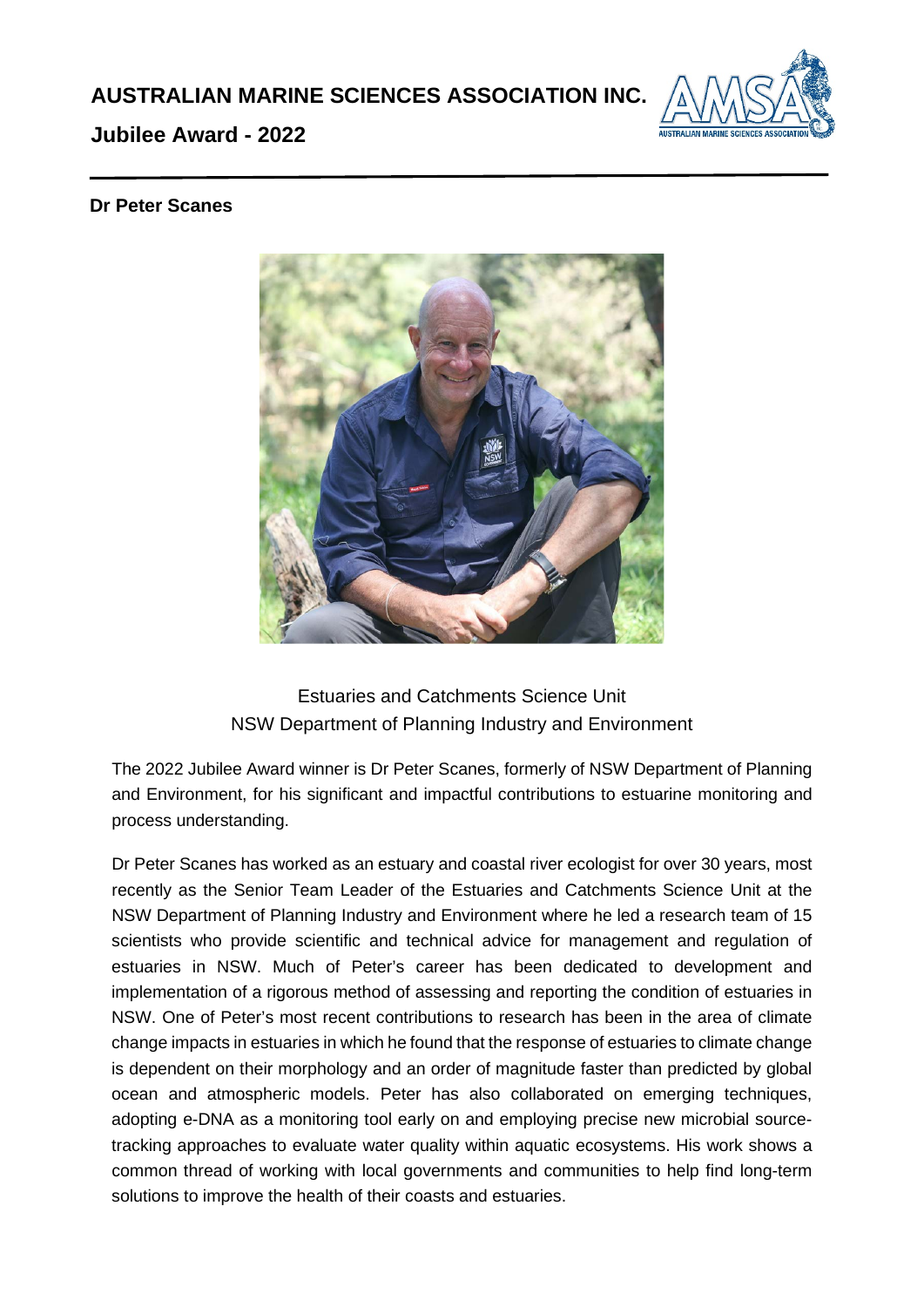**AUSTRALIAN MARINE SCIENCES ASSOCIATION INC.**

**Jubilee Award - 2022**

---

**Dr Peter Scanes**

Estuaries and Catchments Science Unit
NSW Department of Planning Industry and Environment

The 2022 Jubilee Award winner is Dr Peter Scanes, formerly of NSW Department of Planning and Environment, for his significant and impactful contributions to estuarine monitoring and process understanding.

Dr Peter Scanes has worked as an estuary and coastal river ecologist for over 30 years, most recently as the Senior Team Leader of the Estuaries and Catchments Science Unit at the NSW Department of Planning Industry and Environment where he led a research team of 15 scientists who provide scientific and technical advice for management and regulation of estuaries in NSW. Much of Peter's career has been dedicated to development and implementation of a rigorous method of assessing and reporting the condition of estuaries in NSW. One of Peter's most recent contributions to research has been in the area of climate change impacts in estuaries in which he found that the response of estuaries to climate change is dependent on their morphology and an order of magnitude faster than predicted by global ocean and atmospheric models. Peter has also collaborated on emerging techniques, adopting e-DNA as a monitoring tool early on and employing precise new microbial source-tracking approaches to evaluate water quality within aquatic ecosystems. His work shows a common thread of working with local governments and communities to help find long-term solutions to improve the health of their coasts and estuaries.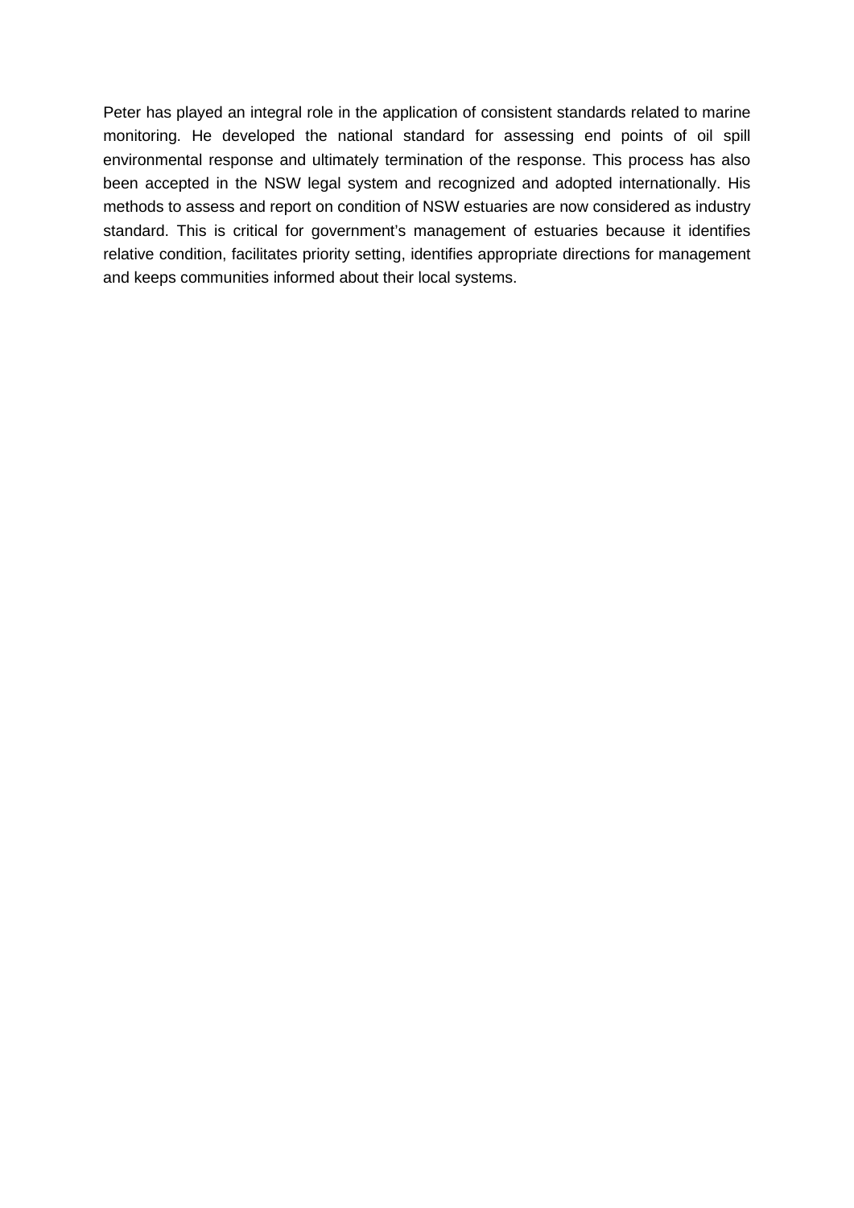Peter has played an integral role in the application of consistent standards related to marine monitoring. He developed the national standard for assessing end points of oil spill environmental response and ultimately termination of the response. This process has also been accepted in the NSW legal system and recognized and adopted internationally. His methods to assess and report on condition of NSW estuaries are now considered as industry standard. This is critical for government's management of estuaries because it identifies relative condition, facilitates priority setting, identifies appropriate directions for management and keeps communities informed about their local systems.